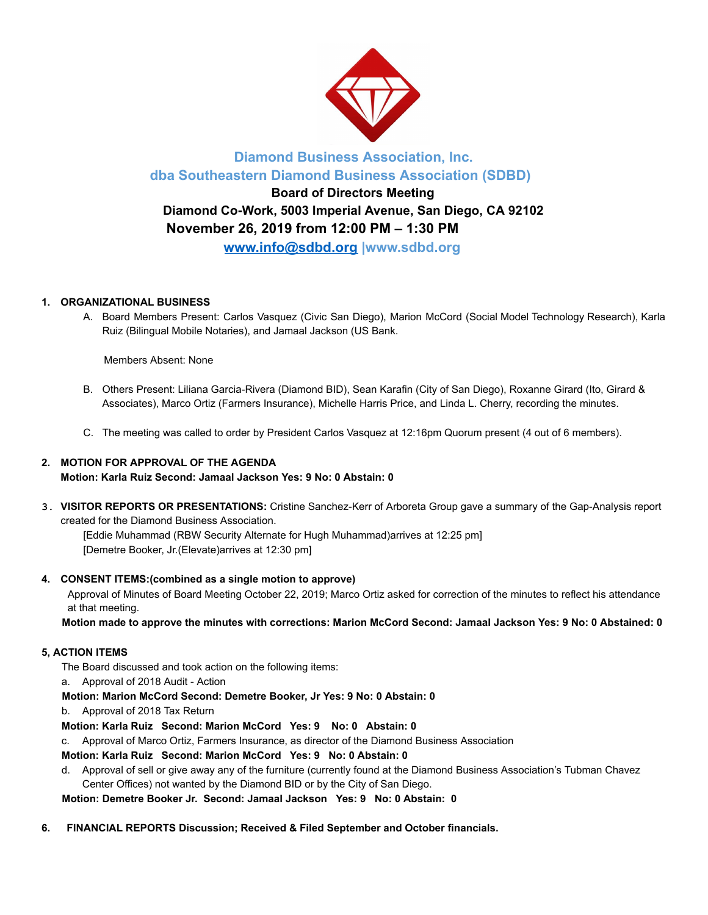# Diamond Business Association, Inc.
## dba Southeastern Diamond Business Association (SDBD)

**Board of Directors Meeting**

**Diamond Co-Work, 5003 Imperial Avenue, San Diego, CA 92102**

**November 26, 2019 from 12:00 PM – 1:30 PM**

**www.info@sdbd.org |www.sdbd.org**

1. **ORGANIZATIONAL BUSINESS**
   A. Board Members Present: Carlos Vasquez (Civic San Diego), Marion McCord (Social Model Technology Research), Karla Ruiz (Bilingual Mobile Notaries), and Jamaal Jackson (US Bank.

   Members Absent: None

   B. Others Present: Liliana Garcia-Rivera (Diamond BID), Sean Karafin (City of San Diego), Roxanne Girard (Ito, Girard & Associates), Marco Ortiz (Farmers Insurance), Michelle Harris Price, and Linda L. Cherry, recording the minutes.

   C. The meeting was called to order by President Carlos Vasquez at 12:16pm Quorum present (4 out of 6 members).

2. **MOTION FOR APPROVAL OF THE AGENDA**
   **Motion: Karla Ruiz Second: Jamaal Jackson Yes: 9 No: 0 Abstain: 0**

3. **VISITOR REPORTS OR PRESENTATIONS:** Cristine Sanchez-Kerr of Arboreta Group gave a summary of the Gap-Analysis report created for the Diamond Business Association.
   [Eddie Muhammad (RBW Security Alternate for Hugh Muhammad)arrives at 12:25 pm]
   [Demetre Booker, Jr.(Elevate)arrives at 12:30 pm]

4. **CONSENT ITEMS:(combined as a single motion to approve)**
   Approval of Minutes of Board Meeting October 22, 2019; Marco Ortiz asked for correction of the minutes to reflect his attendance at that meeting.
   **Motion made to approve the minutes with corrections: Marion McCord Second: Jamaal Jackson Yes: 9 No: 0 Abstained: 0**

**5, ACTION ITEMS**

The Board discussed and took action on the following items:

a. Approval of 2018 Audit - Action

**Motion: Marion McCord Second: Demetre Booker, Jr Yes: 9 No: 0 Abstain: 0**

b. Approval of 2018 Tax Return

**Motion: Karla Ruiz Second: Marion McCord Yes: 9 No: 0 Abstain: 0**

c. Approval of Marco Ortiz, Farmers Insurance, as director of the Diamond Business Association

**Motion: Karla Ruiz Second: Marion McCord Yes: 9 No: 0 Abstain: 0**

d. Approval of sell or give away any of the furniture (currently found at the Diamond Business Association's Tubman Chavez Center Offices) not wanted by the Diamond BID or by the City of San Diego.

**Motion: Demetre Booker Jr. Second: Jamaal Jackson Yes: 9 No: 0 Abstain: 0**

6. **FINANCIAL REPORTS Discussion; Received & Filed September and October financials.**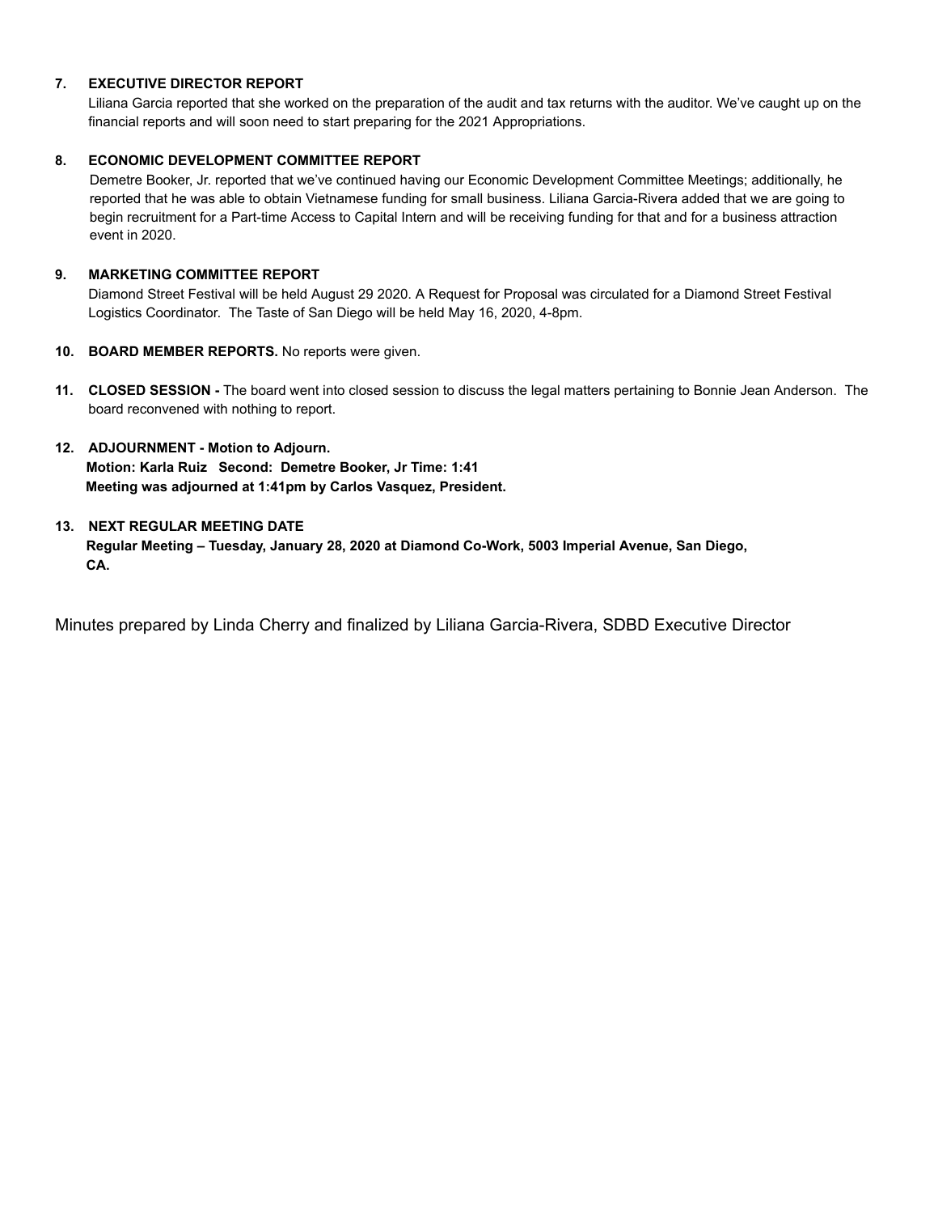7. **EXECUTIVE DIRECTOR REPORT**
   Liliana Garcia reported that she worked on the preparation of the audit and tax returns with the auditor. We've caught up on the financial reports and will soon need to start preparing for the 2021 Appropriations.

8. **ECONOMIC DEVELOPMENT COMMITTEE REPORT**
   Demetre Booker, Jr. reported that we've continued having our Economic Development Committee Meetings; additionally, he reported that he was able to obtain Vietnamese funding for small business. Liliana Garcia-Rivera added that we are going to begin recruitment for a Part-time Access to Capital Intern and will be receiving funding for that and for a business attraction event in 2020.

9. **MARKETING COMMITTEE REPORT**
   Diamond Street Festival will be held August 29 2020. A Request for Proposal was circulated for a Diamond Street Festival Logistics Coordinator. The Taste of San Diego will be held May 16, 2020, 4-8pm.

10. **BOARD MEMBER REPORTS.** No reports were given.

11. **CLOSED SESSION -** The board went into closed session to discuss the legal matters pertaining to Bonnie Jean Anderson. The board reconvened with nothing to report.

12. **ADJOURNMENT - Motion to Adjourn.**
    **Motion: Karla Ruiz Second: Demetre Booker, Jr Time: 1:41**
    **Meeting was adjourned at 1:41pm by Carlos Vasquez, President.**

13. **NEXT REGULAR MEETING DATE**
    **Regular Meeting – Tuesday, January 28, 2020 at Diamond Co-Work, 5003 Imperial Avenue, San Diego, CA.**

Minutes prepared by Linda Cherry and finalized by Liliana Garcia-Rivera, SDBD Executive Director